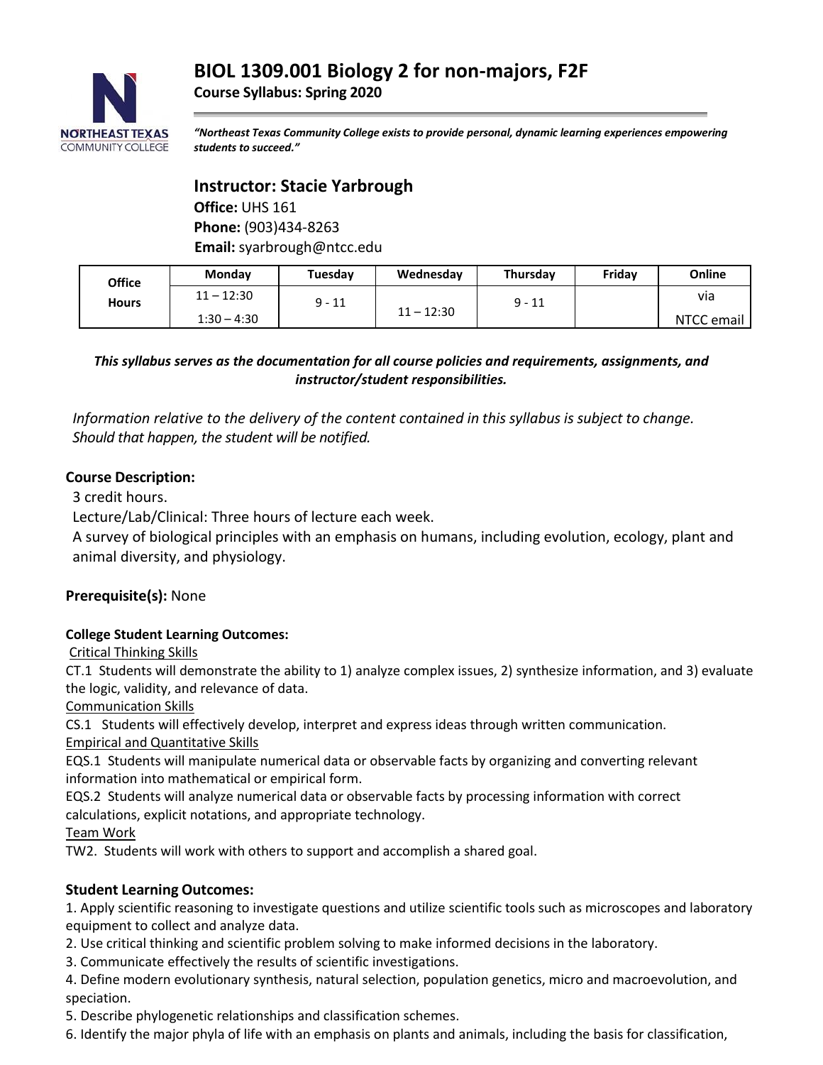# BIOL 1309.001 Biology 2 for non-majors, F2F

**Course Syllabus: Spring 2020**

***"Northeast Texas Community College exists to provide personal, dynamic learning experiences empowering students to succeed."***

## Instructor: Stacie Yarbrough

**Office:** UHS 161
**Phone:** (903)434-8263
**Email:** syarbrough@ntcc.edu

| Office Hours | Monday | Tuesday | Wednesday | Thursday | Friday | Online |
|---|---|---|---|---|---|---|
| | 11 – 12:30<br>1:30 – 4:30 | 9 - 11 | 11 – 12:30 | 9 - 11 | | via NTCC email |

***This syllabus serves as the documentation for all course policies and requirements, assignments, and instructor/student responsibilities.***

*Information relative to the delivery of the content contained in this syllabus is subject to change. Should that happen, the student will be notified.*

### Course Description:

3 credit hours.
Lecture/Lab/Clinical: Three hours of lecture each week.
A survey of biological principles with an emphasis on humans, including evolution, ecology, plant and animal diversity, and physiology.

**Prerequisite(s):** None

#### College Student Learning Outcomes:

Critical Thinking Skills
CT.1 Students will demonstrate the ability to 1) analyze complex issues, 2) synthesize information, and 3) evaluate the logic, validity, and relevance of data.
Communication Skills
CS.1 Students will effectively develop, interpret and express ideas through written communication.
Empirical and Quantitative Skills
EQS.1 Students will manipulate numerical data or observable facts by organizing and converting relevant information into mathematical or empirical form.
EQS.2 Students will analyze numerical data or observable facts by processing information with correct calculations, explicit notations, and appropriate technology.
Team Work
TW2. Students will work with others to support and accomplish a shared goal.

### Student Learning Outcomes:

1. Apply scientific reasoning to investigate questions and utilize scientific tools such as microscopes and laboratory equipment to collect and analyze data.
2. Use critical thinking and scientific problem solving to make informed decisions in the laboratory.
3. Communicate effectively the results of scientific investigations.
4. Define modern evolutionary synthesis, natural selection, population genetics, micro and macroevolution, and speciation.
5. Describe phylogenetic relationships and classification schemes.
6. Identify the major phyla of life with an emphasis on plants and animals, including the basis for classification,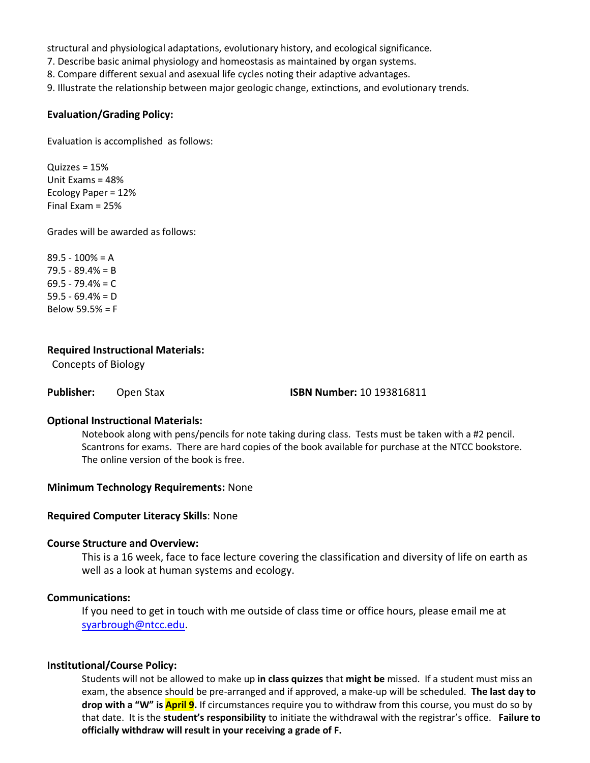structural and physiological adaptations, evolutionary history, and ecological significance.

7. Describe basic animal physiology and homeostasis as maintained by organ systems.
8. Compare different sexual and asexual life cycles noting their adaptive advantages.
9. Illustrate the relationship between major geologic change, extinctions, and evolutionary trends.

### Evaluation/Grading Policy:

Evaluation is accomplished as follows:

Quizzes = 15%
Unit Exams = 48%
Ecology Paper = 12%
Final Exam = 25%

Grades will be awarded as follows:

89.5 - 100% = A
79.5 - 89.4% = B
69.5 - 79.4% = C
59.5 - 69.4% = D
Below 59.5% = F

### Required Instructional Materials:

Concepts of Biology

**Publisher:** Open Stax **ISBN Number:** 10 193816811

### Optional Instructional Materials:

Notebook along with pens/pencils for note taking during class. Tests must be taken with a #2 pencil. Scantrons for exams. There are hard copies of the book available for purchase at the NTCC bookstore. The online version of the book is free.

**Minimum Technology Requirements:** None

**Required Computer Literacy Skills**: None

### Course Structure and Overview:

This is a 16 week, face to face lecture covering the classification and diversity of life on earth as well as a look at human systems and ecology.

### Communications:

If you need to get in touch with me outside of class time or office hours, please email me at syarbrough@ntcc.edu.

### Institutional/Course Policy:

Students will not be allowed to make up **in class quizzes** that **might be** missed. If a student must miss an exam, the absence should be pre-arranged and if approved, a make-up will be scheduled. **The last day to drop with a "W" is April 9.** If circumstances require you to withdraw from this course, you must do so by that date. It is the **student's responsibility** to initiate the withdrawal with the registrar's office. **Failure to officially withdraw will result in your receiving a grade of F.**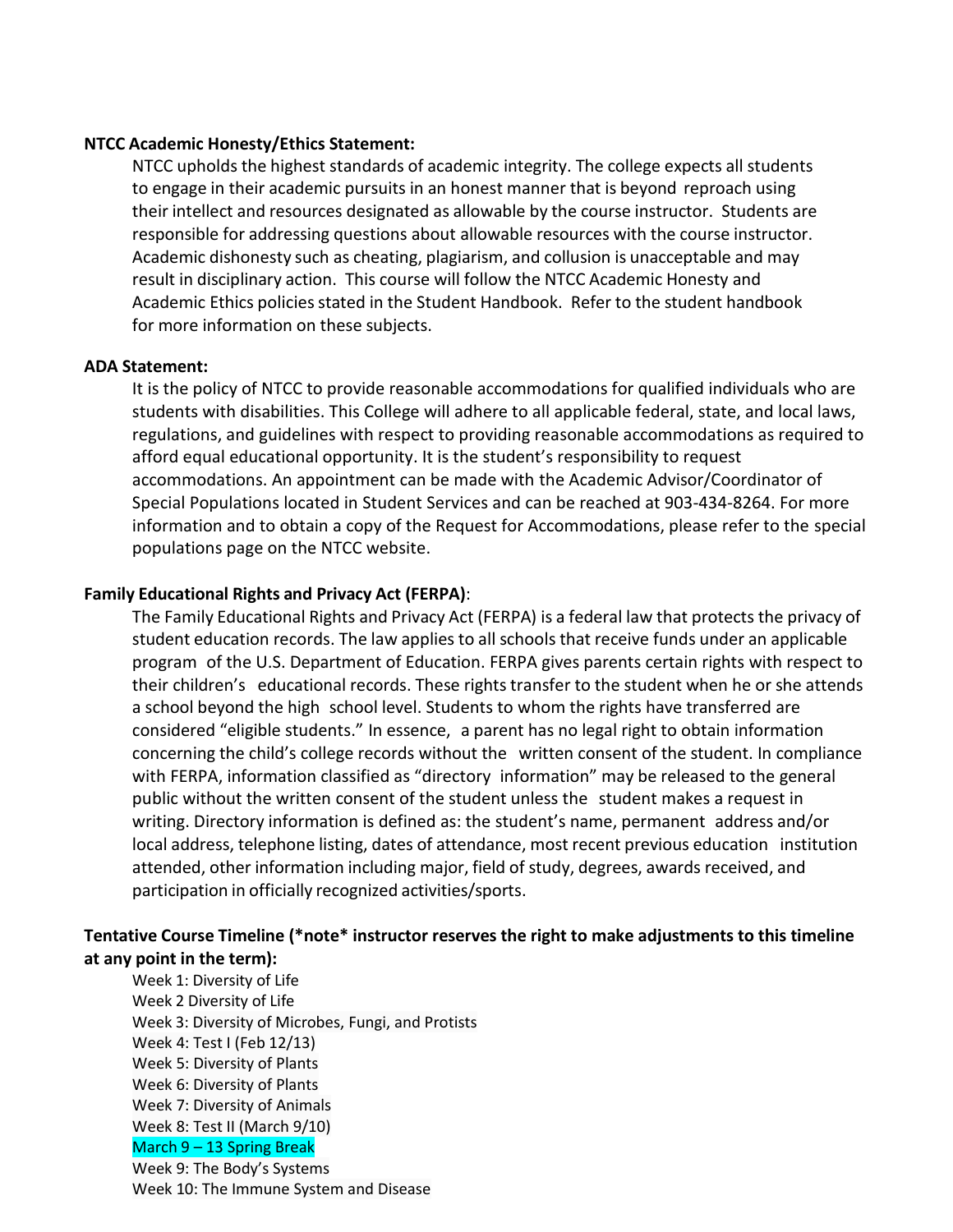**NTCC Academic Honesty/Ethics Statement:**

NTCC upholds the highest standards of academic integrity. The college expects all students to engage in their academic pursuits in an honest manner that is beyond reproach using their intellect and resources designated as allowable by the course instructor. Students are responsible for addressing questions about allowable resources with the course instructor. Academic dishonesty such as cheating, plagiarism, and collusion is unacceptable and may result in disciplinary action. This course will follow the NTCC Academic Honesty and Academic Ethics policies stated in the Student Handbook. Refer to the student handbook for more information on these subjects.

**ADA Statement:**

It is the policy of NTCC to provide reasonable accommodations for qualified individuals who are students with disabilities. This College will adhere to all applicable federal, state, and local laws, regulations, and guidelines with respect to providing reasonable accommodations as required to afford equal educational opportunity. It is the student's responsibility to request accommodations. An appointment can be made with the Academic Advisor/Coordinator of Special Populations located in Student Services and can be reached at 903-434-8264. For more information and to obtain a copy of the Request for Accommodations, please refer to the special populations page on the NTCC website.

**Family Educational Rights and Privacy Act (FERPA)**:

The Family Educational Rights and Privacy Act (FERPA) is a federal law that protects the privacy of student education records. The law applies to all schools that receive funds under an applicable program of the U.S. Department of Education. FERPA gives parents certain rights with respect to their children's educational records. These rights transfer to the student when he or she attends a school beyond the high school level. Students to whom the rights have transferred are considered "eligible students." In essence, a parent has no legal right to obtain information concerning the child's college records without the written consent of the student. In compliance with FERPA, information classified as "directory information" may be released to the general public without the written consent of the student unless the student makes a request in writing. Directory information is defined as: the student's name, permanent address and/or local address, telephone listing, dates of attendance, most recent previous education institution attended, other information including major, field of study, degrees, awards received, and participation in officially recognized activities/sports.

**Tentative Course Timeline (*note* instructor reserves the right to make adjustments to this timeline at any point in the term):**

Week 1: Diversity of Life
Week 2 Diversity of Life
Week 3: Diversity of Microbes, Fungi, and Protists
Week 4: Test I (Feb 12/13)
Week 5: Diversity of Plants
Week 6: Diversity of Plants
Week 7: Diversity of Animals
Week 8: Test II (March 9/10)
March 9 – 13 Spring Break
Week 9: The Body's Systems
Week 10: The Immune System and Disease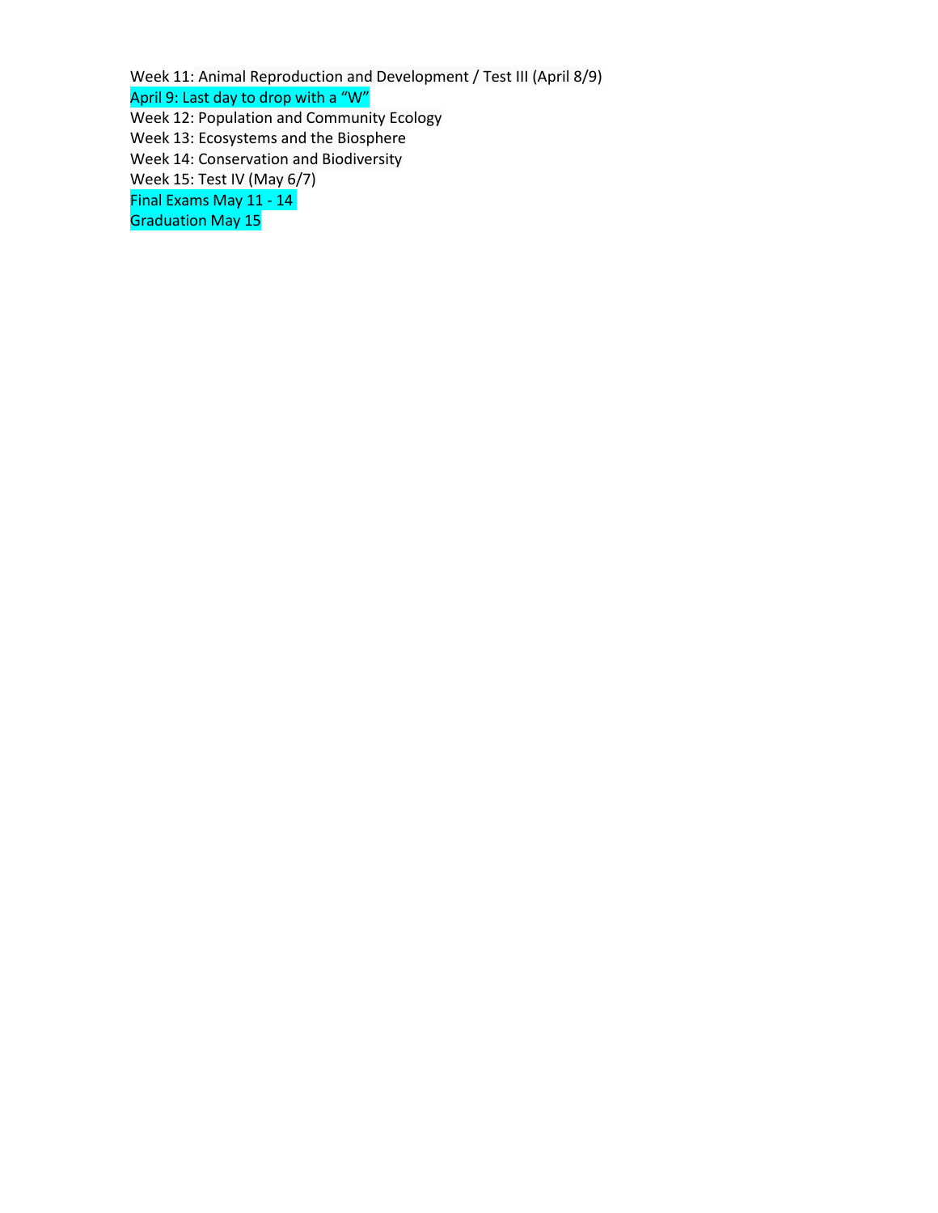Week 11: Animal Reproduction and Development / Test III (April 8/9)

April 9: Last day to drop with a "W"

Week 12: Population and Community Ecology

Week 13: Ecosystems and the Biosphere

Week 14: Conservation and Biodiversity

Week 15: Test IV (May 6/7)

Final Exams May 11 - 14

Graduation May 15